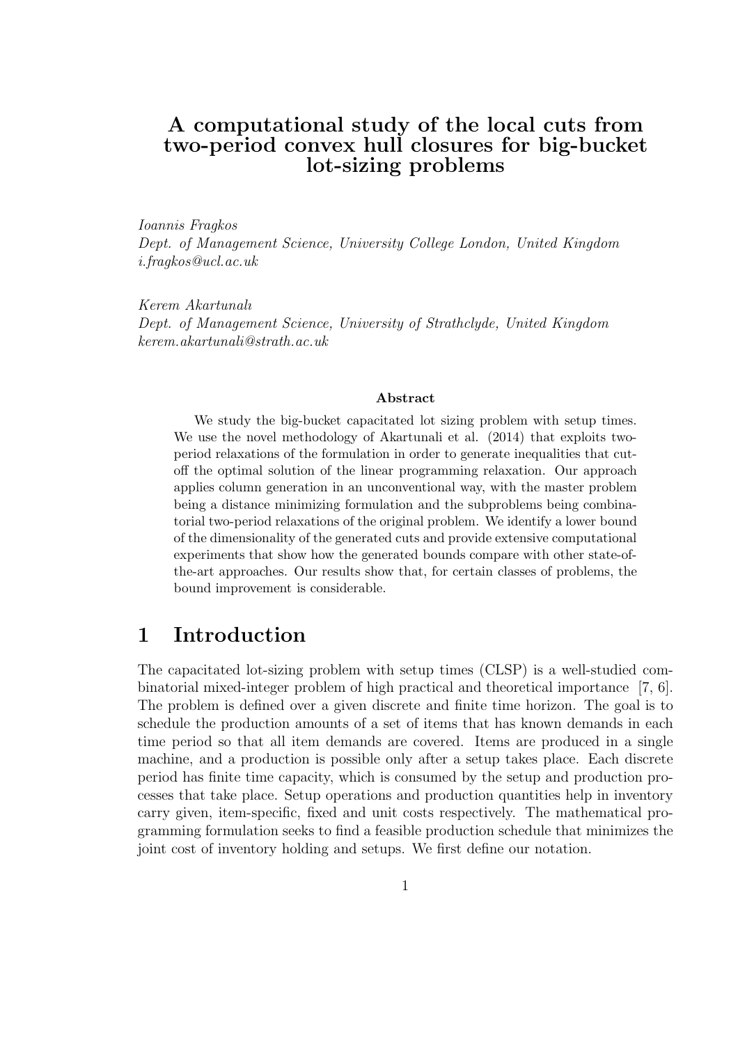# A computational study of the local cuts from two-period convex hull closures for big-bucket lot-sizing problems

*Ioannis Fragkos*
*Dept. of Management Science, University College London, United Kingdom*
*i.fragkos@ucl.ac.uk*

*Kerem Akartunalı*
*Dept. of Management Science, University of Strathclyde, United Kingdom*
*kerem.akartunali@strath.ac.uk*

**Abstract**

We study the big-bucket capacitated lot sizing problem with setup times. We use the novel methodology of Akartunali et al. (2014) that exploits two-period relaxations of the formulation in order to generate inequalities that cut-off the optimal solution of the linear programming relaxation. Our approach applies column generation in an unconventional way, with the master problem being a distance minimizing formulation and the subproblems being combinatorial two-period relaxations of the original problem. We identify a lower bound of the dimensionality of the generated cuts and provide extensive computational experiments that show how the generated bounds compare with other state-of-the-art approaches. Our results show that, for certain classes of problems, the bound improvement is considerable.

## 1 Introduction

The capacitated lot-sizing problem with setup times (CLSP) is a well-studied combinatorial mixed-integer problem of high practical and theoretical importance [7, 6]. The problem is defined over a given discrete and finite time horizon. The goal is to schedule the production amounts of a set of items that has known demands in each time period so that all item demands are covered. Items are produced in a single machine, and a production is possible only after a setup takes place. Each discrete period has finite time capacity, which is consumed by the setup and production processes that take place. Setup operations and production quantities help in inventory carry given, item-specific, fixed and unit costs respectively. The mathematical programming formulation seeks to find a feasible production schedule that minimizes the joint cost of inventory holding and setups. We first define our notation.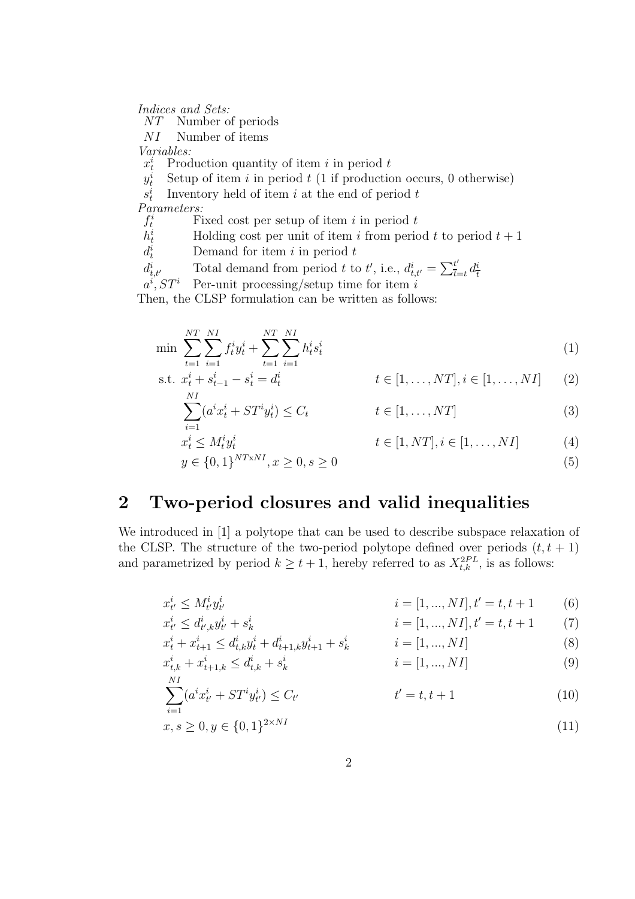*Indices and Sets:*

$NT$ Number of periods

$NI$ Number of items

*Variables:*

$x_t^i$ Production quantity of item $i$ in period $t$

$y_t^i$ Setup of item $i$ in period $t$ (1 if production occurs, 0 otherwise)

$s_t^i$ Inventory held of item $i$ at the end of period $t$

*Parameters:*

$f_t^i$ Fixed cost per setup of item $i$ in period $t$

$h_t^i$ Holding cost per unit of item $i$ from period $t$ to period $t+1$

$d_t^i$ Demand for item $i$ in period $t$

$d_{t,t'}^i$ Total demand from period $t$ to $t'$, i.e., $d_{t,t'}^i = \sum_{\bar{t}=t}^{t'} d_{\bar{t}}^i$

$a^i, ST^i$ Per-unit processing/setup time for item $i$

Then, the CLSP formulation can be written as follows:

$$\min \sum_{t=1}^{NT} \sum_{i=1}^{NI} f_t^i y_t^i + \sum_{t=1}^{NT} \sum_{i=1}^{NI} h_t^i s_t^i \tag{1}$$

$$\text{s.t. } x_t^i + s_{t-1}^i - s_t^i = d_t^i \qquad t \in [1, \dots, NT], i \in [1, \dots, NI] \tag{2}$$

$$\sum_{i=1}^{NI} (a^i x_t^i + ST^i y_t^i) \leq C_t \qquad t \in [1, \dots, NT] \tag{3}$$

$$x_t^i \leq M_t^i y_t^i \qquad t \in [1, NT], i \in [1, \dots, NI] \tag{4}$$

$$y \in \{0,1\}^{NT\text{x}NI}, x \geq 0, s \geq 0 \tag{5}$$

## 2 Two-period closures and valid inequalities

We introduced in [1] a polytope that can be used to describe subspace relaxation of the CLSP. The structure of the two-period polytope defined over periods $(t, t+1)$ and parametrized by period $k \geq t+1$, hereby referred to as $X_{t,k}^{2PL}$, is as follows:

$$x_{t'}^i \leq M_{t'}^i y_{t'}^i \qquad i = [1, ..., NI], t' = t, t+1 \tag{6}$$

$$x_{t'}^i \leq d_{t',k}^i y_{t'}^i + s_k^i \qquad i = [1, ..., NI], t' = t, t+1 \tag{7}$$

$$x_t^i + x_{t+1}^i \leq d_{t,k}^i y_t^i + d_{t+1,k}^i y_{t+1}^i + s_k^i \qquad i = [1, ..., NI] \tag{8}$$

$$x_{t,k}^i + x_{t+1,k}^i \leq d_{t,k}^i + s_k^i \qquad i = [1, ..., NI] \tag{9}$$

$$\sum_{i=1}^{NI} (a^i x_{t'}^i + ST^i y_{t'}^i) \leq C_{t'} \qquad t' = t, t+1 \tag{10}$$

$$x, s \geq 0, y \in \{0,1\}^{2 \times NI} \tag{11}$$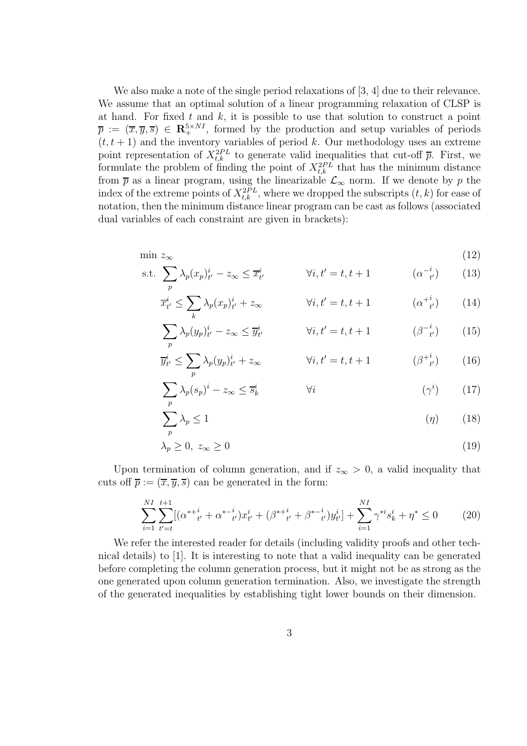We also make a note of the single period relaxations of [3, 4] due to their relevance. We assume that an optimal solution of a linear programming relaxation of CLSP is at hand. For fixed $t$ and $k$, it is possible to use that solution to construct a point $\overline{p} := (\overline{x}, \overline{y}, \overline{s}) \in \mathbf{R}_{+}^{5 \times NI}$, formed by the production and setup variables of periods $(t, t+1)$ and the inventory variables of period $k$. Our methodology uses an extreme point representation of $X_{t,k}^{2PL}$ to generate valid inequalities that cut-off $\overline{p}$. First, we formulate the problem of finding the point of $X_{t,k}^{2PL}$ that has the minimum distance from $\overline{p}$ as a linear program, using the linearizable $\mathcal{L}_{\infty}$ norm. If we denote by $p$ the index of the extreme points of $X_{t,k}^{2PL}$, where we dropped the subscripts $(t, k)$ for ease of notation, then the minimum distance linear program can be cast as follows (associated dual variables of each constraint are given in brackets):

$$\min \ z_{\infty} \tag{12}$$

$$\text{s.t.} \ \sum_{p} \lambda_p (x_p)_{t'}^i - z_{\infty} \leq \overline{x}_{t'}^i \qquad \forall i, t' = t, t+1 \qquad ({\alpha^{-}}_{t'}^{i}) \tag{13}$$

$$\overline{x}_{t'}^i \leq \sum_{k} \lambda_p (x_p)_{t'}^i + z_{\infty} \qquad \forall i, t' = t, t+1 \qquad ({\alpha^{+}}_{t'}^{i}) \tag{14}$$

$$\sum_{p} \lambda_p (y_p)_{t'}^i - z_{\infty} \leq \overline{y}_{t'}^i \qquad \forall i, t' = t, t+1 \qquad ({\beta^{-}}_{t'}^{i}) \tag{15}$$

$$\overline{y}_{t'}^i \leq \sum_{p} \lambda_p (y_p)_{t'}^i + z_{\infty} \qquad \forall i, t' = t, t+1 \qquad ({\beta^{+}}_{t'}^{i}) \tag{16}$$

$$\sum_{p} \lambda_p (s_p)^i - z_{\infty} \leq \overline{s}_k^i \qquad \forall i \qquad (\gamma^i) \tag{17}$$

$$\sum_{p} \lambda_p \leq 1 \qquad (\eta) \tag{18}$$

$$\lambda_p \geq 0, \ z_{\infty} \geq 0 \tag{19}$$

Upon termination of column generation, and if $z_{\infty} > 0$, a valid inequality that cuts off $\overline{p} := (\overline{x}, \overline{y}, \overline{s})$ can be generated in the form:

$$\sum_{i=1}^{NI} \sum_{t'=t}^{t+1} [({\alpha^{*+}}_{t'}^{i} + {\alpha^{*-}}_{t'}^{i}) x_{t'}^i + ({\beta^{*+}}_{t'}^{i} + {\beta^{*-}}_{t'}^{i}) y_{t'}^i] + \sum_{i=1}^{NI} \gamma^{*i} s_k^i + \eta^* \leq 0 \tag{20}$$

We refer the interested reader for details (including validity proofs and other technical details) to [1]. It is interesting to note that a valid inequality can be generated before completing the column generation process, but it might not be as strong as the one generated upon column generation termination. Also, we investigate the strength of the generated inequalities by establishing tight lower bounds on their dimension.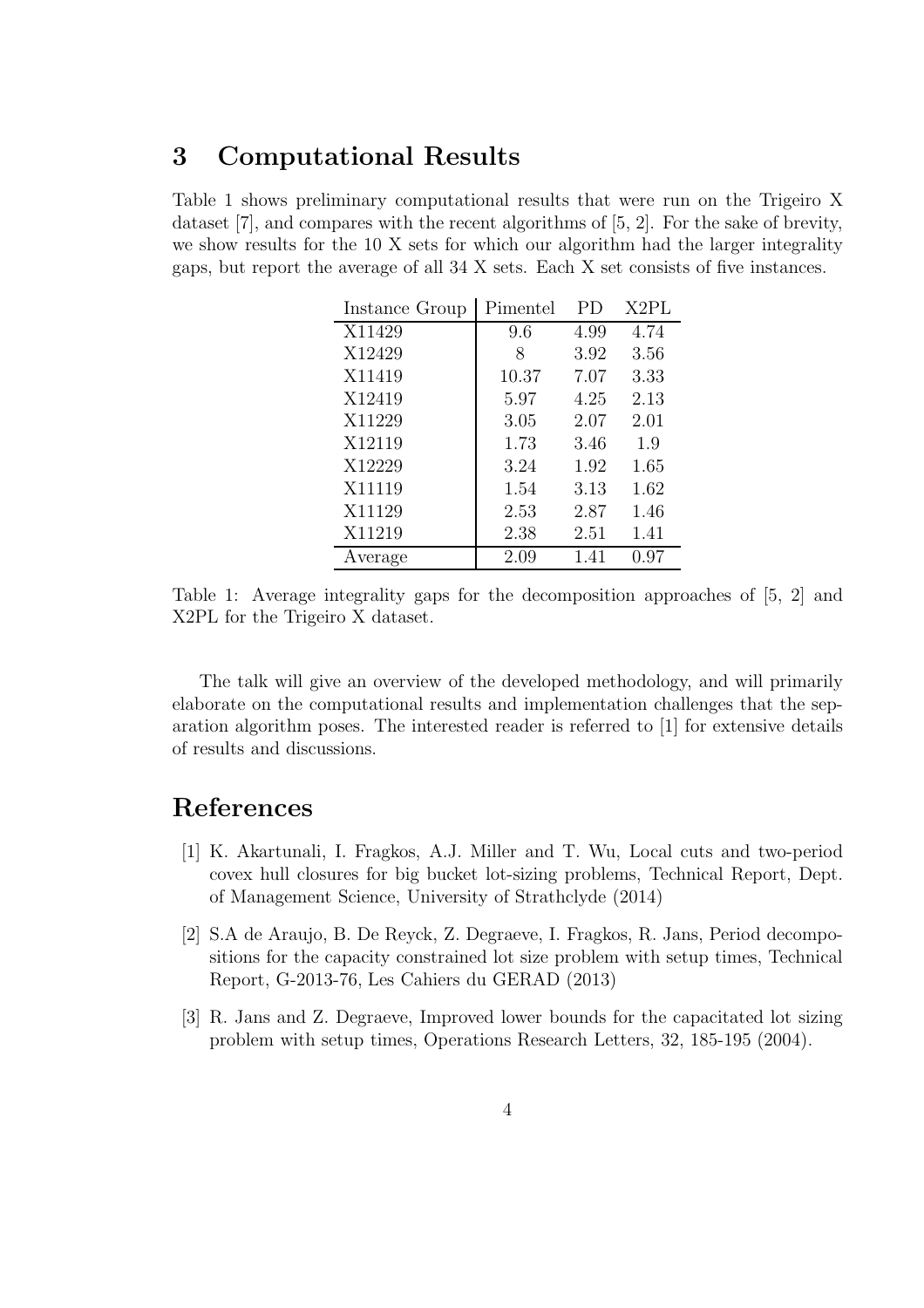## 3 Computational Results

Table 1 shows preliminary computational results that were run on the Trigeiro X dataset [7], and compares with the recent algorithms of [5, 2]. For the sake of brevity, we show results for the 10 X sets for which our algorithm had the larger integrality gaps, but report the average of all 34 X sets. Each X set consists of five instances.

| Instance Group | Pimentel | PD | X2PL |
|---|---|---|---|
| X11429 | 9.6 | 4.99 | 4.74 |
| X12429 | 8 | 3.92 | 3.56 |
| X11419 | 10.37 | 7.07 | 3.33 |
| X12419 | 5.97 | 4.25 | 2.13 |
| X11229 | 3.05 | 2.07 | 2.01 |
| X12119 | 1.73 | 3.46 | 1.9 |
| X12229 | 3.24 | 1.92 | 1.65 |
| X11119 | 1.54 | 3.13 | 1.62 |
| X11129 | 2.53 | 2.87 | 1.46 |
| X11219 | 2.38 | 2.51 | 1.41 |
| Average | 2.09 | 1.41 | 0.97 |

Table 1: Average integrality gaps for the decomposition approaches of [5, 2] and X2PL for the Trigeiro X dataset.

The talk will give an overview of the developed methodology, and will primarily elaborate on the computational results and implementation challenges that the separation algorithm poses. The interested reader is referred to [1] for extensive details of results and discussions.

## References

[1] K. Akartunali, I. Fragkos, A.J. Miller and T. Wu, Local cuts and two-period covex hull closures for big bucket lot-sizing problems, Technical Report, Dept. of Management Science, University of Strathclyde (2014)

[2] S.A de Araujo, B. De Reyck, Z. Degraeve, I. Fragkos, R. Jans, Period decompositions for the capacity constrained lot size problem with setup times, Technical Report, G-2013-76, Les Cahiers du GERAD (2013)

[3] R. Jans and Z. Degraeve, Improved lower bounds for the capacitated lot sizing problem with setup times, Operations Research Letters, 32, 185-195 (2004).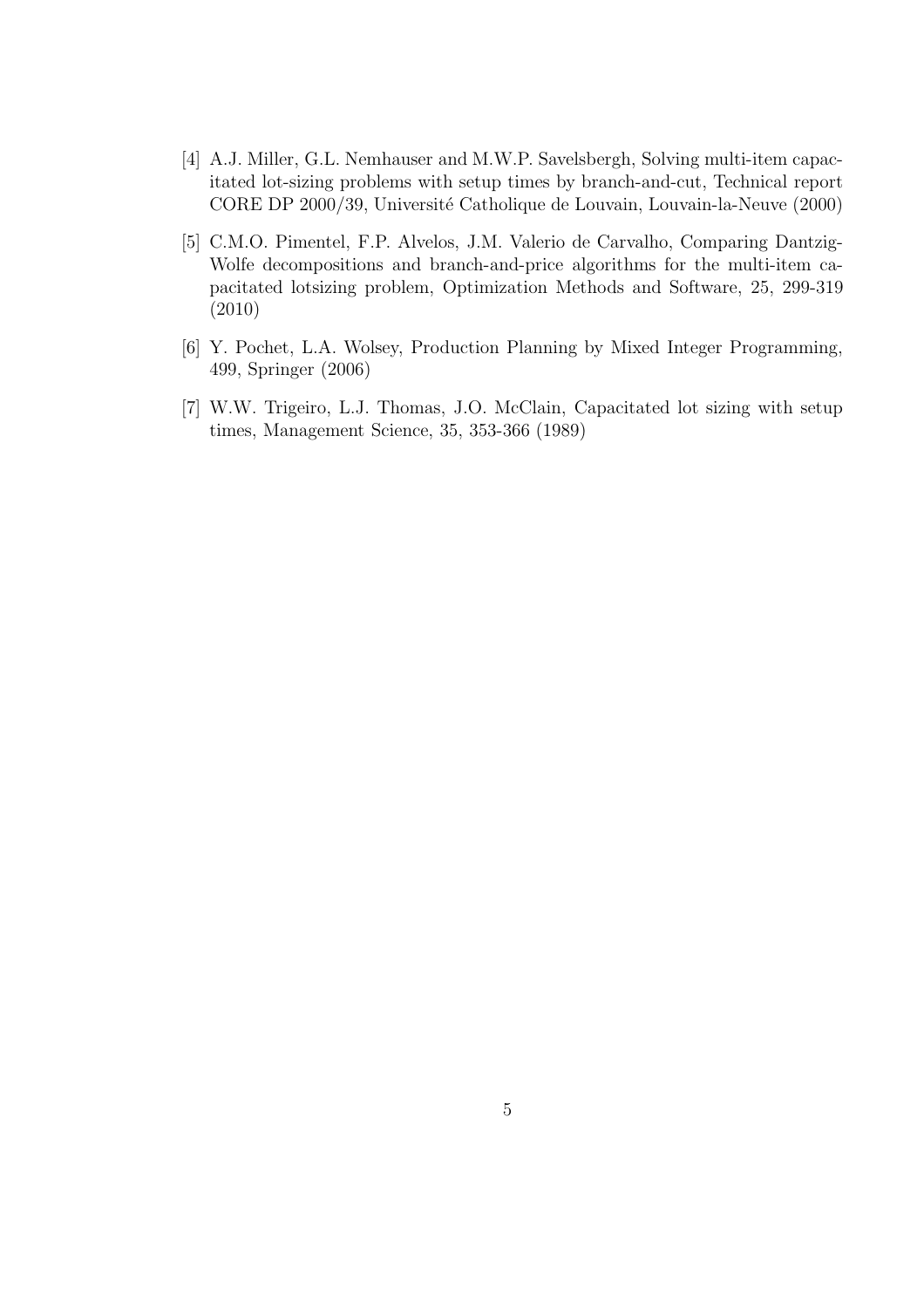[4] A.J. Miller, G.L. Nemhauser and M.W.P. Savelsbergh, Solving multi-item capacitated lot-sizing problems with setup times by branch-and-cut, Technical report CORE DP 2000/39, Université Catholique de Louvain, Louvain-la-Neuve (2000)

[5] C.M.O. Pimentel, F.P. Alvelos, J.M. Valerio de Carvalho, Comparing Dantzig-Wolfe decompositions and branch-and-price algorithms for the multi-item capacitated lotsizing problem, Optimization Methods and Software, 25, 299-319 (2010)

[6] Y. Pochet, L.A. Wolsey, Production Planning by Mixed Integer Programming, 499, Springer (2006)

[7] W.W. Trigeiro, L.J. Thomas, J.O. McClain, Capacitated lot sizing with setup times, Management Science, 35, 353-366 (1989)